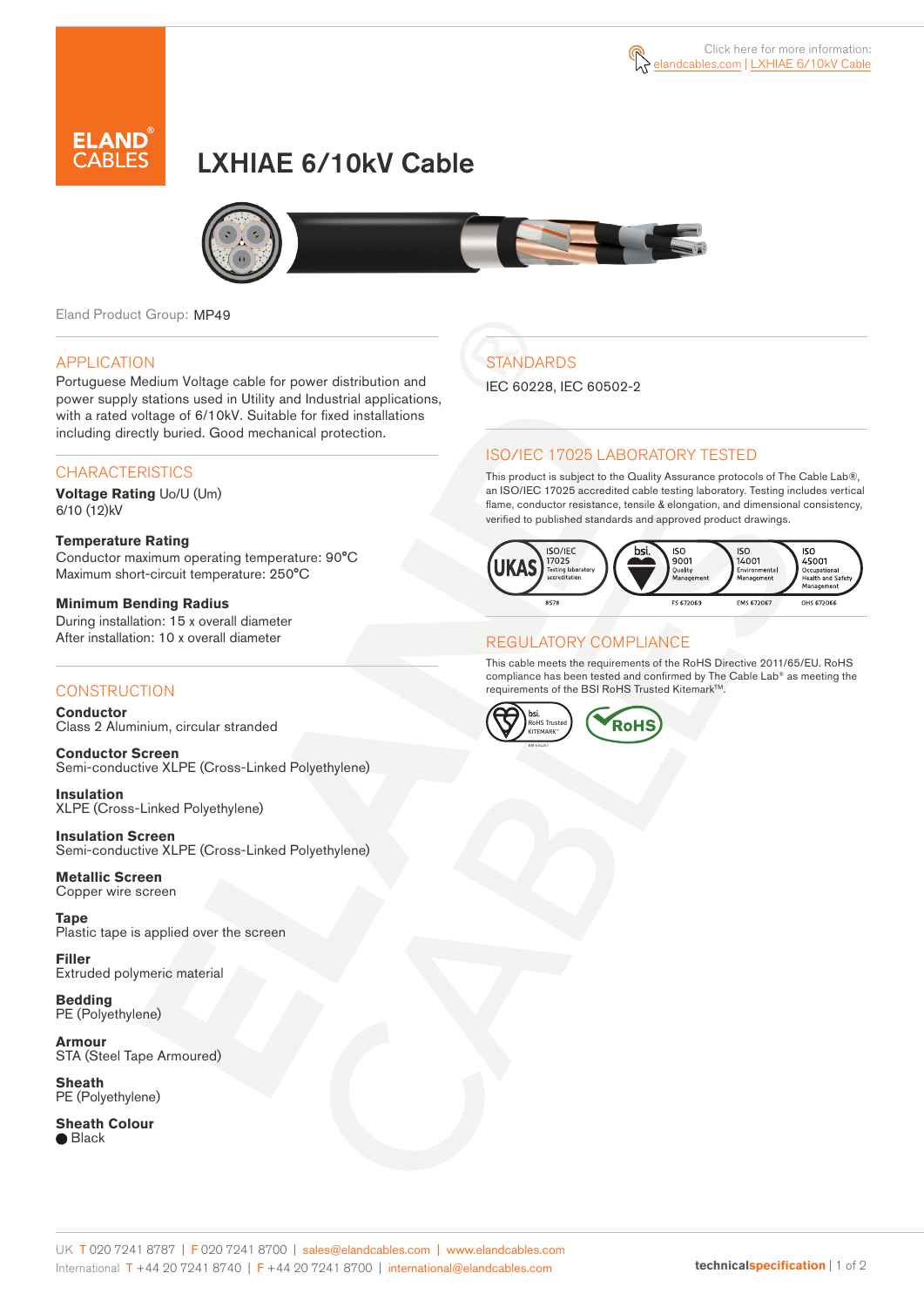Click here for more information: elandcables.com | LXHIAE 6/10kV Cable

# LXHIAE 6/10kV Cable

Eland Product Group: MP49

## APPLICATION

Portuguese Medium Voltage cable for power distribution and power supply stations used in Utility and Industrial applications, with a rated voltage of 6/10kV. Suitable for fixed installations including directly buried. Good mechanical protection.

## CHARACTERISTICS

**Voltage Rating** Uo/U (Um)
6/10 (12)kV

**Temperature Rating**
Conductor maximum operating temperature: 90°C
Maximum short-circuit temperature: 250°C

**Minimum Bending Radius**
During installation: 15 x overall diameter
After installation: 10 x overall diameter

## CONSTRUCTION

**Conductor**
Class 2 Aluminium, circular stranded

**Conductor Screen**
Semi-conductive XLPE (Cross-Linked Polyethylene)

**Insulation**
XLPE (Cross-Linked Polyethylene)

**Insulation Screen**
Semi-conductive XLPE (Cross-Linked Polyethylene)

**Metallic Screen**
Copper wire screen

**Tape**
Plastic tape is applied over the screen

**Filler**
Extruded polymeric material

**Bedding**
PE (Polyethylene)

**Armour**
STA (Steel Tape Armoured)

**Sheath**
PE (Polyethylene)

**Sheath Colour**
● Black

## STANDARDS

IEC 60228, IEC 60502-2

## ISO/IEC 17025 LABORATORY TESTED

This product is subject to the Quality Assurance protocols of The Cable Lab®, an ISO/IEC 17025 accredited cable testing laboratory. Testing includes vertical flame, conductor resistance, tensile & elongation, and dimensional consistency, verified to published standards and approved product drawings.

UKAS ISO/IEC 17025 Testing laboratory accreditation 8578 | bsi ISO 9001 Quality Management FS 672069 | ISO 14001 Environmental Management EMS 672067 | ISO 45001 Occupational Health and Safety Management OHS 672066

## REGULATORY COMPLIANCE

This cable meets the requirements of the RoHS Directive 2011/65/EU. RoHS compliance has been tested and confirmed by The Cable Lab® as meeting the requirements of the BSI RoHS Trusted Kitemark™.

bsi RoHS Trusted KITEMARK™ | RoHS

UK T 020 7241 8787 | F 020 7241 8700 | sales@elandcables.com | www.elandcables.com
International T +44 20 7241 8740 | F +44 20 7241 8700 | international@elandcables.com

technicalspecification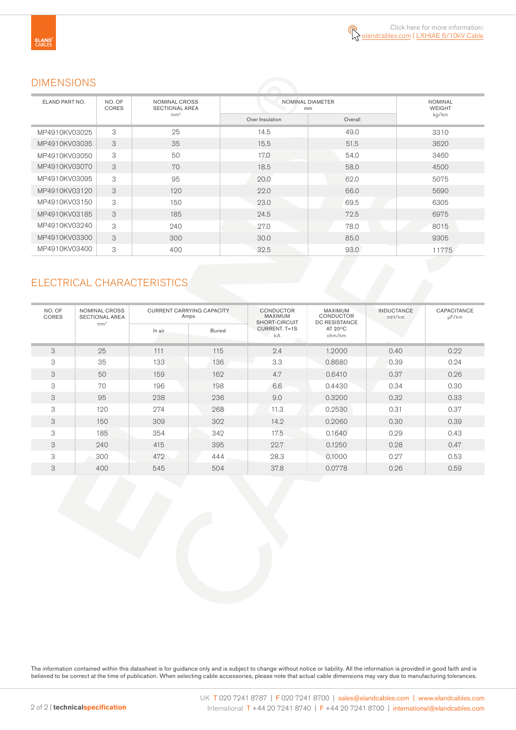Click here for more information: elandcables.com | LXHIAE 6/10kV Cable

## DIMENSIONS

| ELAND PART NO. | NO. OF CORES | NOMINAL CROSS SECTIONAL AREA mm² | NOMINAL DIAMETER mm | | NOMINAL WEIGHT kg/km |
|---|---|---|---|---|---|
| | | | Over Insulation | Overall | |
| MP4910KV03025 | 3 | 25 | 14.5 | 49.0 | 3310 |
| MP4910KV03035 | 3 | 35 | 15.5 | 51.5 | 3620 |
| MP4910KV03050 | 3 | 50 | 17.0 | 54.0 | 3460 |
| MP4910KV03070 | 3 | 70 | 18.5 | 58.0 | 4500 |
| MP4910KV03095 | 3 | 95 | 20.0 | 62.0 | 5075 |
| MP4910KV03120 | 3 | 120 | 22.0 | 66.0 | 5690 |
| MP4910KV03150 | 3 | 150 | 23.0 | 69.5 | 6305 |
| MP4910KV03185 | 3 | 185 | 24.5 | 72.5 | 6975 |
| MP4910KV03240 | 3 | 240 | 27.0 | 78.0 | 8015 |
| MP4910KV03300 | 3 | 300 | 30.0 | 85.0 | 9305 |
| MP4910KV03400 | 3 | 400 | 32.5 | 93.0 | 11775 |

## ELECTRICAL CHARACTERISTICS

| NO. OF CORES | NOMINAL CROSS SECTIONAL AREA mm² | CURRENT CARRYING CAPACITY Amps | | CONDUCTOR MAXIMUM SHORT-CIRCUIT CURRENT. T=1S kA | MAXIMUM CONDUCTOR DC RESISTANCE AT 20ºC ohm/km | INDUCTANCE mH/km | CAPACITANCE µF/km |
|---|---|---|---|---|---|---|---|
| | | In air | Buried | | | | |
| 3 | 25 | 111 | 115 | 2.4 | 1.2000 | 0.40 | 0.22 |
| 3 | 35 | 133 | 136 | 3.3 | 0.8680 | 0.39 | 0.24 |
| 3 | 50 | 159 | 162 | 4.7 | 0.6410 | 0.37 | 0.26 |
| 3 | 70 | 196 | 198 | 6.6 | 0.4430 | 0.34 | 0.30 |
| 3 | 95 | 238 | 236 | 9.0 | 0.3200 | 0.32 | 0.33 |
| 3 | 120 | 274 | 268 | 11.3 | 0.2530 | 0.31 | 0.37 |
| 3 | 150 | 309 | 302 | 14.2 | 0.2060 | 0.30 | 0.39 |
| 3 | 185 | 354 | 342 | 17.5 | 0.1640 | 0.29 | 0.43 |
| 3 | 240 | 415 | 395 | 22.7 | 0.1250 | 0.28 | 0.47 |
| 3 | 300 | 472 | 444 | 28.3 | 0.1000 | 0.27 | 0.53 |
| 3 | 400 | 545 | 504 | 37.8 | 0.0778 | 0.26 | 0.59 |

The information contained within this datasheet is for guidance only and is subject to change without notice or liability. All the information is provided in good faith and is believed to be correct at the time of publication. When selecting cable accessories, please note that actual cable dimensions may vary due to manufacturing tolerances.

UK T 020 7241 8787 | F 020 7241 8700 | sales@elandcables.com | www.elandcables.com
International T +44 20 7241 8740 | F +44 20 7241 8700 | international@elandcables.com